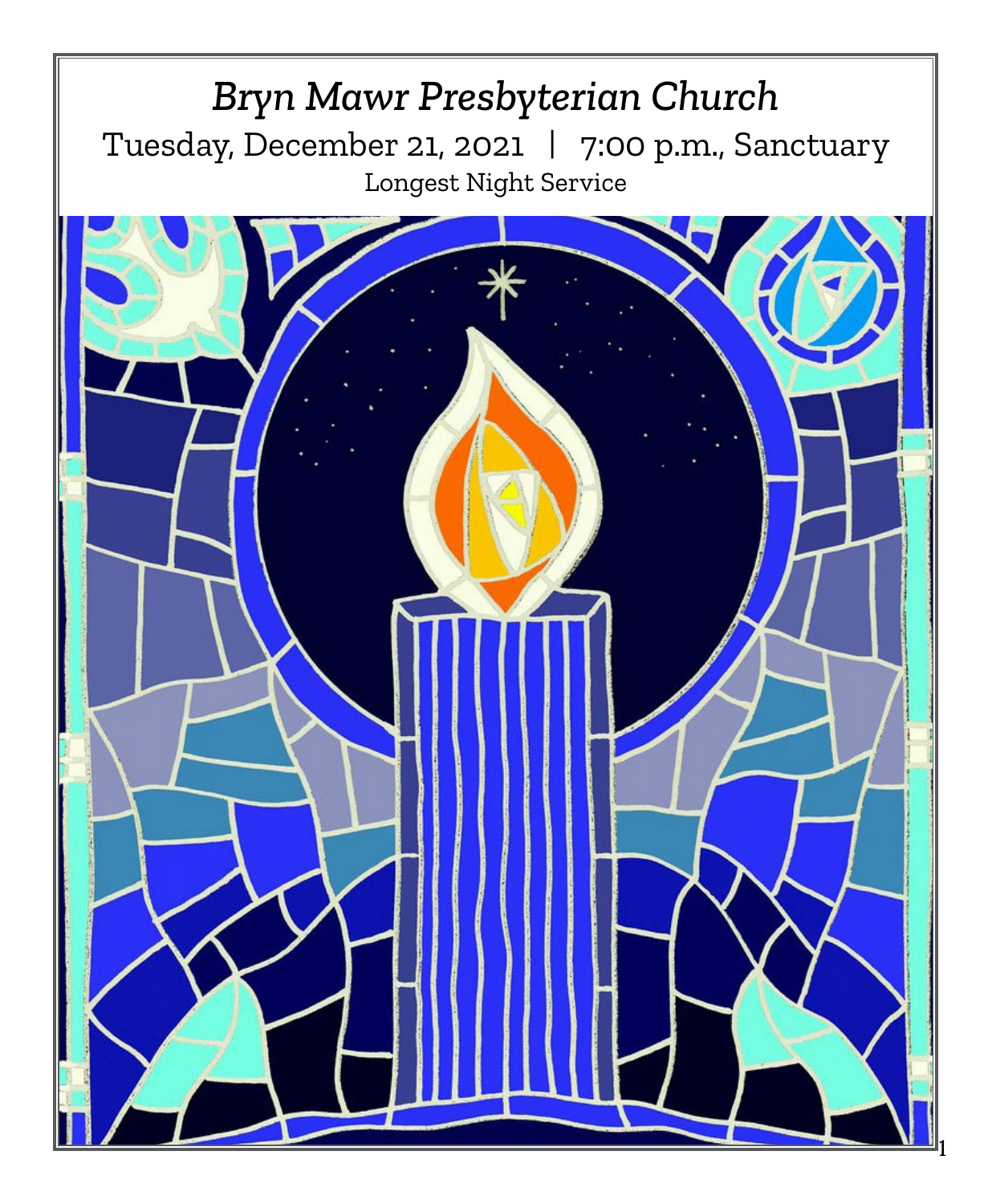# *Bryn Mawr Presbyterian Church*

Tuesday, December 21, 2021 | 7:00 p.m., Sanctuary

Longest Night Service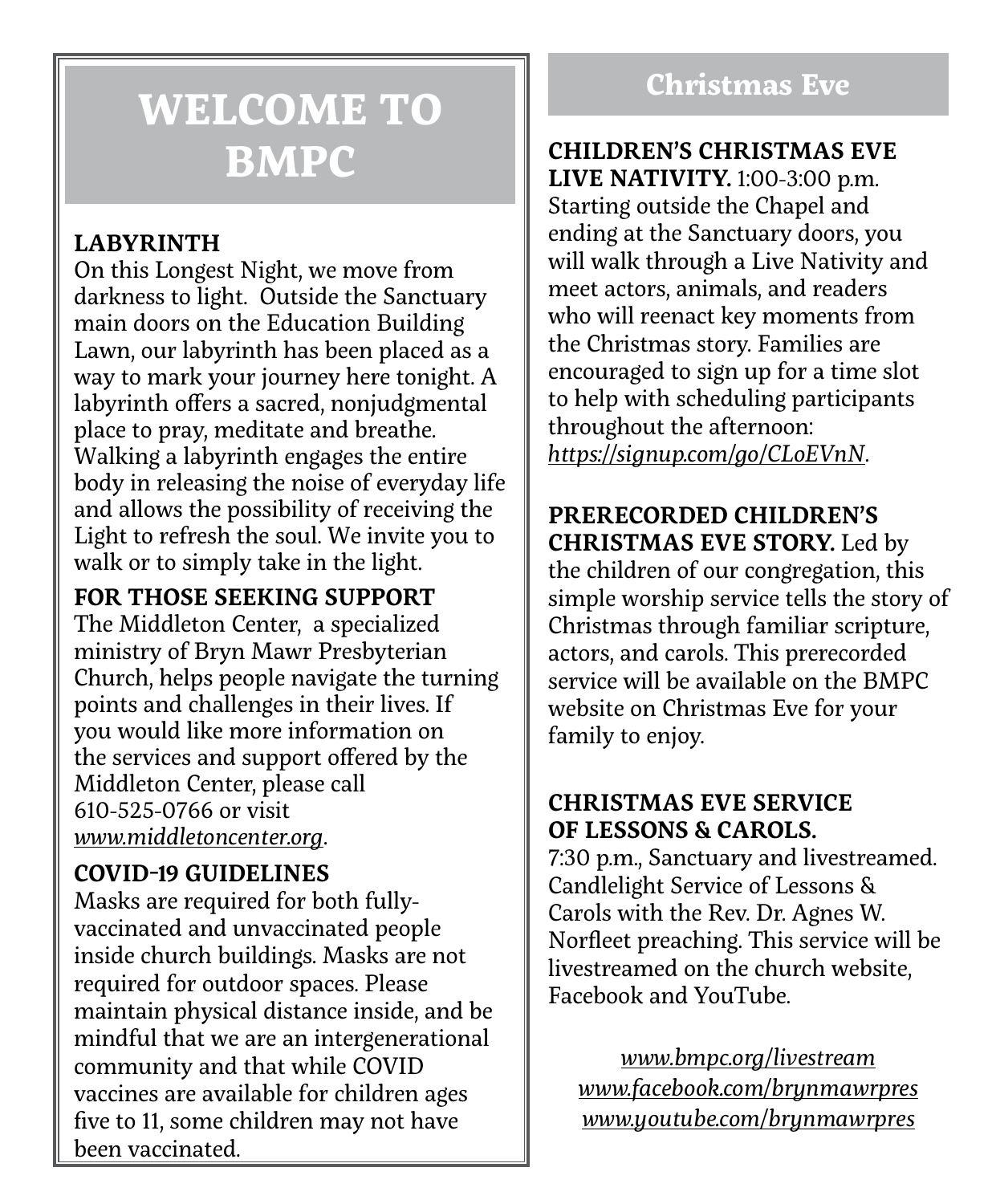# WELCOME TO BMPC

**LABYRINTH**
On this Longest Night, we move from darkness to light. Outside the Sanctuary main doors on the Education Building Lawn, our labyrinth has been placed as a way to mark your journey here tonight. A labyrinth offers a sacred, nonjudgmental place to pray, meditate and breathe. Walking a labyrinth engages the entire body in releasing the noise of everyday life and allows the possibility of receiving the Light to refresh the soul. We invite you to walk or to simply take in the light.

**FOR THOSE SEEKING SUPPORT**
The Middleton Center, a specialized ministry of Bryn Mawr Presbyterian Church, helps people navigate the turning points and challenges in their lives. If you would like more information on the services and support offered by the Middleton Center, please call 610-525-0766 or visit *www.middletoncenter.org*.

**COVID-19 GUIDELINES**
Masks are required for both fully-vaccinated and unvaccinated people inside church buildings. Masks are not required for outdoor spaces. Please maintain physical distance inside, and be mindful that we are an intergenerational community and that while COVID vaccines are available for children ages five to 11, some children may not have been vaccinated.

## Christmas Eve

**CHILDREN'S CHRISTMAS EVE LIVE NATIVITY.** 1:00-3:00 p.m. Starting outside the Chapel and ending at the Sanctuary doors, you will walk through a Live Nativity and meet actors, animals, and readers who will reenact key moments from the Christmas story. Families are encouraged to sign up for a time slot to help with scheduling participants throughout the afternoon: *https://signup.com/go/CLoEVnN*.

**PRERECORDED CHILDREN'S CHRISTMAS EVE STORY.** Led by the children of our congregation, this simple worship service tells the story of Christmas through familiar scripture, actors, and carols. This prerecorded service will be available on the BMPC website on Christmas Eve for your family to enjoy.

**CHRISTMAS EVE SERVICE OF LESSONS & CAROLS.**
7:30 p.m., Sanctuary and livestreamed. Candlelight Service of Lessons & Carols with the Rev. Dr. Agnes W. Norfleet preaching. This service will be livestreamed on the church website, Facebook and YouTube.

*www.bmpc.org/livestream*
*www.facebook.com/brynmawrpres*
*www.youtube.com/brynmawrpres*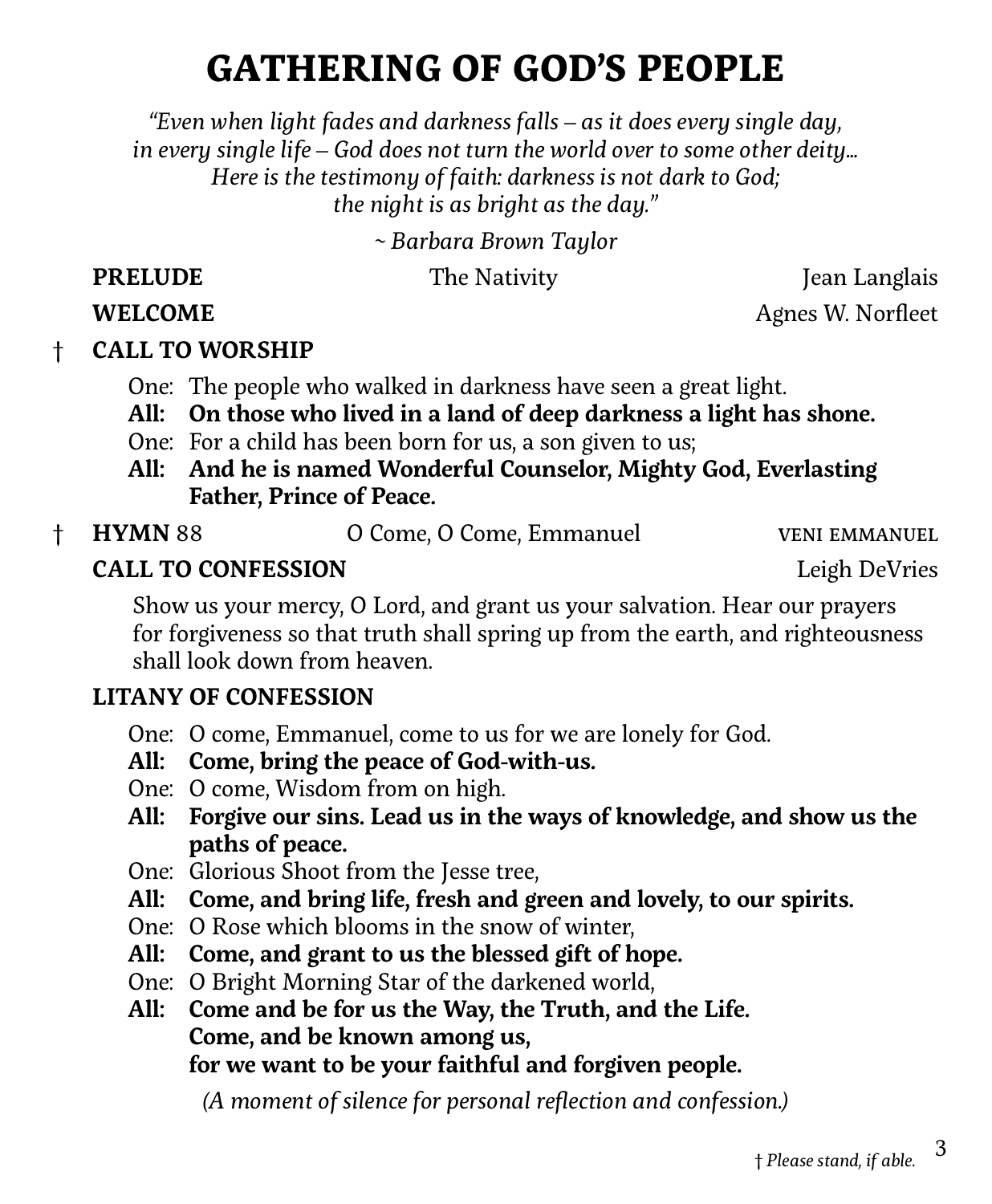# GATHERING OF GOD'S PEOPLE

*"Even when light fades and darkness falls – as it does every single day, in every single life – God does not turn the world over to some other deity… Here is the testimony of faith: darkness is not dark to God; the night is as bright as the day."*

*~ Barbara Brown Taylor*

**PRELUDE** The Nativity — Jean Langlais

**WELCOME** — Agnes W. Norfleet

† **CALL TO WORSHIP**

One: The people who walked in darkness have seen a great light.
**All: On those who lived in a land of deep darkness a light has shone.**
One: For a child has been born for us, a son given to us;
**All: And he is named Wonderful Counselor, Mighty God, Everlasting Father, Prince of Peace.**

† **HYMN** 88 O Come, O Come, Emmanuel — VENI EMMANUEL

**CALL TO CONFESSION** — Leigh DeVries

Show us your mercy, O Lord, and grant us your salvation. Hear our prayers for forgiveness so that truth shall spring up from the earth, and righteousness shall look down from heaven.

**LITANY OF CONFESSION**

One: O come, Emmanuel, come to us for we are lonely for God.
**All: Come, bring the peace of God-with-us.**
One: O come, Wisdom from on high.
**All: Forgive our sins. Lead us in the ways of knowledge, and show us the paths of peace.**
One: Glorious Shoot from the Jesse tree,
**All: Come, and bring life, fresh and green and lovely, to our spirits.**
One: O Rose which blooms in the snow of winter,
**All: Come, and grant to us the blessed gift of hope.**
One: O Bright Morning Star of the darkened world,
**All: Come and be for us the Way, the Truth, and the Life.**
**Come, and be known among us,**
**for we want to be your faithful and forgiven people.**

*(A moment of silence for personal reflection and confession.)*

*† Please stand, if able.*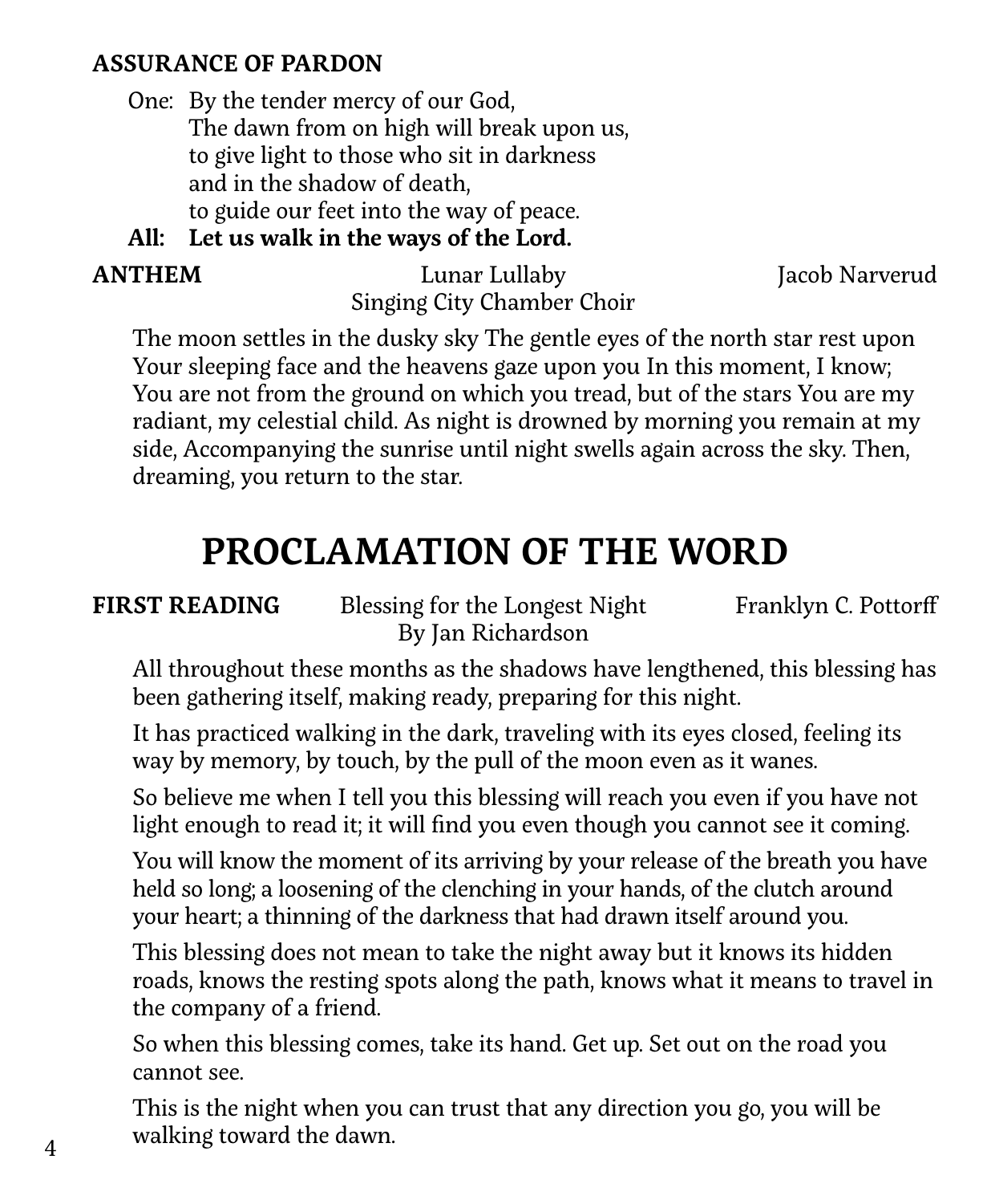**ASSURANCE OF PARDON**

One: By the tender mercy of our God,
The dawn from on high will break upon us,
to give light to those who sit in darkness
and in the shadow of death,
to guide our feet into the way of peace.

**All: Let us walk in the ways of the Lord.**

**ANTHEM** Lunar Lullaby — Jacob Narverud
Singing City Chamber Choir

The moon settles in the dusky sky The gentle eyes of the north star rest upon Your sleeping face and the heavens gaze upon you In this moment, I know; You are not from the ground on which you tread, but of the stars You are my radiant, my celestial child. As night is drowned by morning you remain at my side, Accompanying the sunrise until night swells again across the sky. Then, dreaming, you return to the star.

# PROCLAMATION OF THE WORD

**FIRST READING** Blessing for the Longest Night — Franklyn C. Pottorff
By Jan Richardson

All throughout these months as the shadows have lengthened, this blessing has been gathering itself, making ready, preparing for this night.

It has practiced walking in the dark, traveling with its eyes closed, feeling its way by memory, by touch, by the pull of the moon even as it wanes.

So believe me when I tell you this blessing will reach you even if you have not light enough to read it; it will find you even though you cannot see it coming.

You will know the moment of its arriving by your release of the breath you have held so long; a loosening of the clenching in your hands, of the clutch around your heart; a thinning of the darkness that had drawn itself around you.

This blessing does not mean to take the night away but it knows its hidden roads, knows the resting spots along the path, knows what it means to travel in the company of a friend.

So when this blessing comes, take its hand. Get up. Set out on the road you cannot see.

This is the night when you can trust that any direction you go, you will be walking toward the dawn.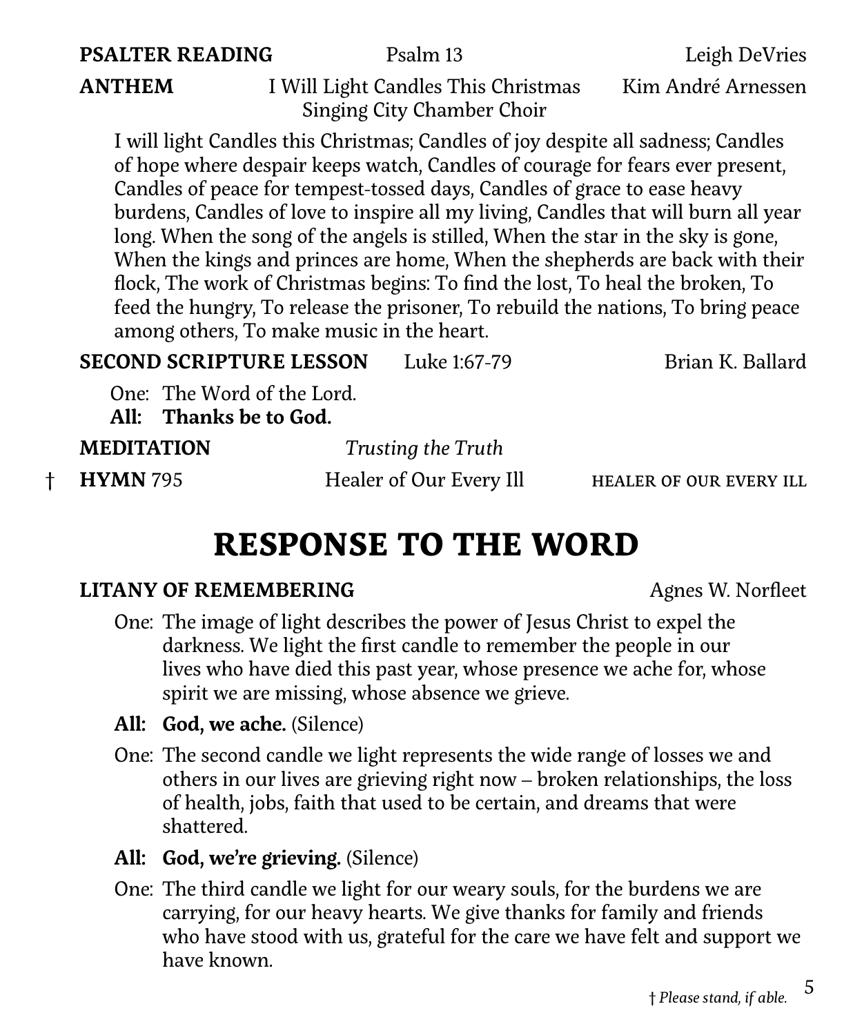**PSALTER READING** Psalm 13 Leigh DeVries

**ANTHEM** I Will Light Candles This Christmas Kim André Arnessen
Singing City Chamber Choir

I will light Candles this Christmas; Candles of joy despite all sadness; Candles of hope where despair keeps watch, Candles of courage for fears ever present, Candles of peace for tempest-tossed days, Candles of grace to ease heavy burdens, Candles of love to inspire all my living, Candles that will burn all year long. When the song of the angels is stilled, When the star in the sky is gone, When the kings and princes are home, When the shepherds are back with their flock, The work of Christmas begins: To find the lost, To heal the broken, To feed the hungry, To release the prisoner, To rebuild the nations, To bring peace among others, To make music in the heart.

**SECOND SCRIPTURE LESSON** Luke 1:67-79 Brian K. Ballard

One: The Word of the Lord.
**All: Thanks be to God.**

**MEDITATION** *Trusting the Truth*

† **HYMN** 795 Healer of Our Every Ill HEALER OF OUR EVERY ILL

# RESPONSE TO THE WORD

**LITANY OF REMEMBERING** Agnes W. Norfleet

One: The image of light describes the power of Jesus Christ to expel the darkness. We light the first candle to remember the people in our lives who have died this past year, whose presence we ache for, whose spirit we are missing, whose absence we grieve.

**All: God, we ache.** (Silence)

One: The second candle we light represents the wide range of losses we and others in our lives are grieving right now – broken relationships, the loss of health, jobs, faith that used to be certain, and dreams that were shattered.

**All: God, we're grieving.** (Silence)

One: The third candle we light for our weary souls, for the burdens we are carrying, for our heavy hearts. We give thanks for family and friends who have stood with us, grateful for the care we have felt and support we have known.

† *Please stand, if able.*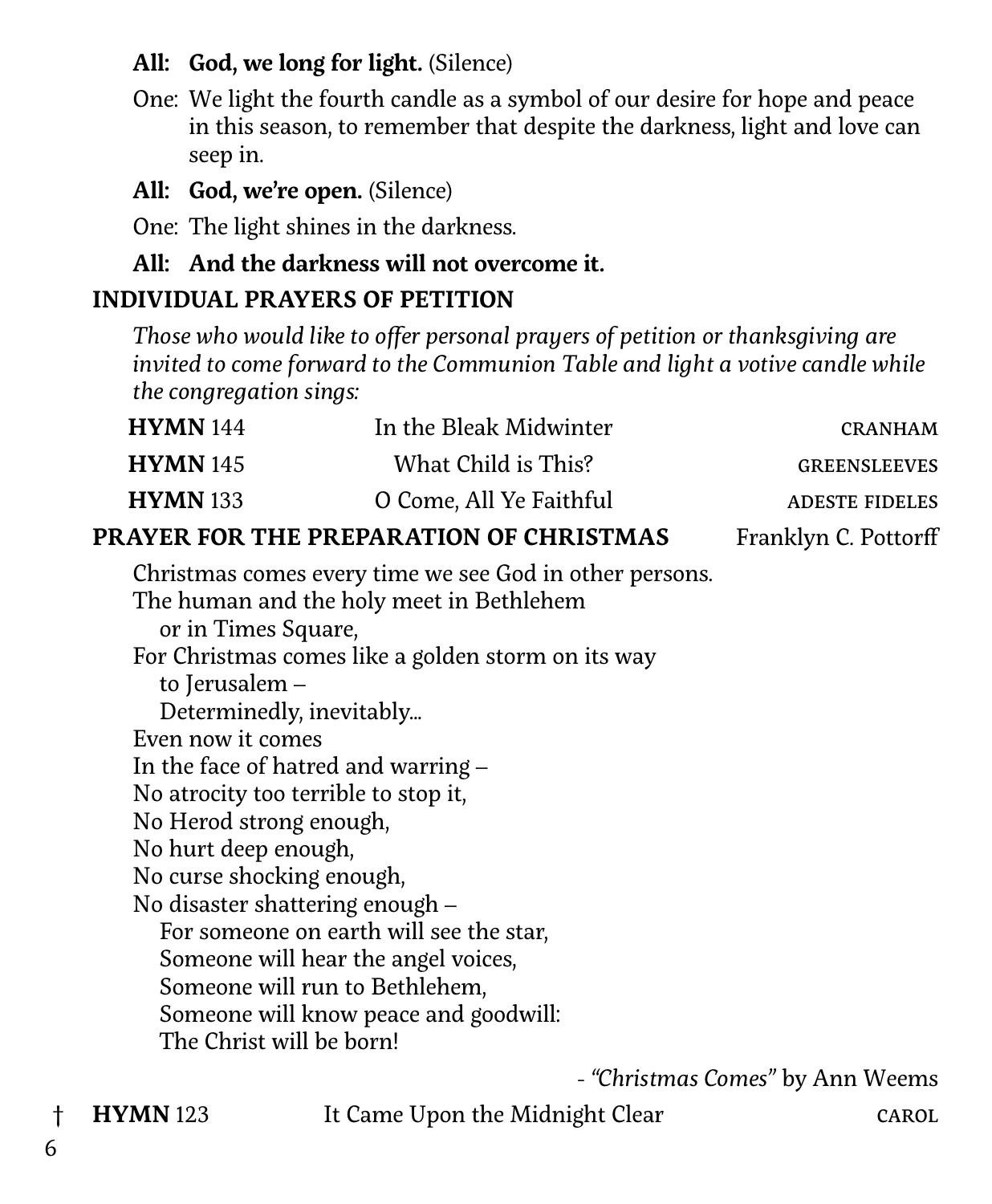**All: God, we long for light.** (Silence)

One: We light the fourth candle as a symbol of our desire for hope and peace in this season, to remember that despite the darkness, light and love can seep in.

**All: God, we're open.** (Silence)

One: The light shines in the darkness.

**All: And the darkness will not overcome it.**

## INDIVIDUAL PRAYERS OF PETITION

*Those who would like to offer personal prayers of petition or thanksgiving are invited to come forward to the Communion Table and light a votive candle while the congregation sings:*

| | | |
|---|---|---|
| **HYMN** 144 | In the Bleak Midwinter | CRANHAM |
| **HYMN** 145 | What Child is This? | GREENSLEEVES |
| **HYMN** 133 | O Come, All Ye Faithful | ADESTE FIDELES |

## PRAYER FOR THE PREPARATION OF CHRISTMAS — Franklyn C. Pottorff

Christmas comes every time we see God in other persons.
The human and the holy meet in Bethlehem
  or in Times Square,
For Christmas comes like a golden storm on its way
  to Jerusalem –
  Determinedly, inevitably...
Even now it comes
In the face of hatred and warring –
No atrocity too terrible to stop it,
No Herod strong enough,
No hurt deep enough,
No curse shocking enough,
No disaster shattering enough –
  For someone on earth will see the star,
  Someone will hear the angel voices,
  Someone will run to Bethlehem,
  Someone will know peace and goodwill:
  The Christ will be born!

- *"Christmas Comes"* by Ann Weems

† **HYMN** 123 — It Came Upon the Midnight Clear — CAROL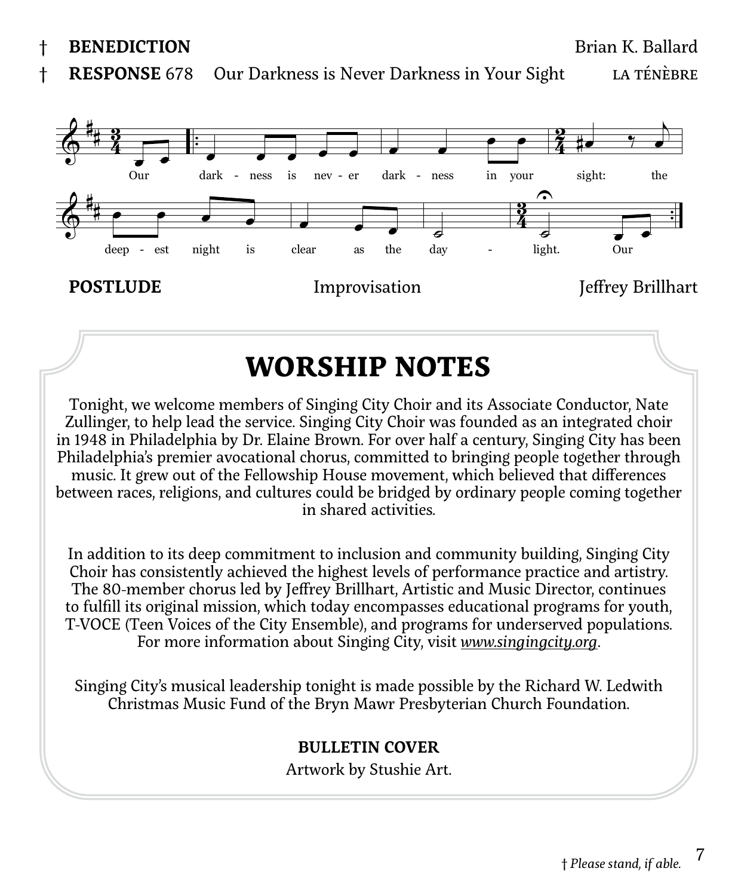† **BENEDICTION** Brian K. Ballard

† **RESPONSE** 678 Our Darkness is Never Darkness in Your Sight LA TÉNÈBRE

Our darkness is never darkness in your sight: the deepest night is clear as the daylight. Our

**POSTLUDE** Improvisation Jeffrey Brillhart

# WORSHIP NOTES

Tonight, we welcome members of Singing City Choir and its Associate Conductor, Nate Zullinger, to help lead the service. Singing City Choir was founded as an integrated choir in 1948 in Philadelphia by Dr. Elaine Brown. For over half a century, Singing City has been Philadelphia's premier avocational chorus, committed to bringing people together through music. It grew out of the Fellowship House movement, which believed that differences between races, religions, and cultures could be bridged by ordinary people coming together in shared activities.

In addition to its deep commitment to inclusion and community building, Singing City Choir has consistently achieved the highest levels of performance practice and artistry. The 80-member chorus led by Jeffrey Brillhart, Artistic and Music Director, continues to fulfill its original mission, which today encompasses educational programs for youth, T-VOCE (Teen Voices of the City Ensemble), and programs for underserved populations. For more information about Singing City, visit *www.singingcity.org*.

Singing City's musical leadership tonight is made possible by the Richard W. Ledwith Christmas Music Fund of the Bryn Mawr Presbyterian Church Foundation.

**BULLETIN COVER**

Artwork by Stushie Art.

† *Please stand, if able.*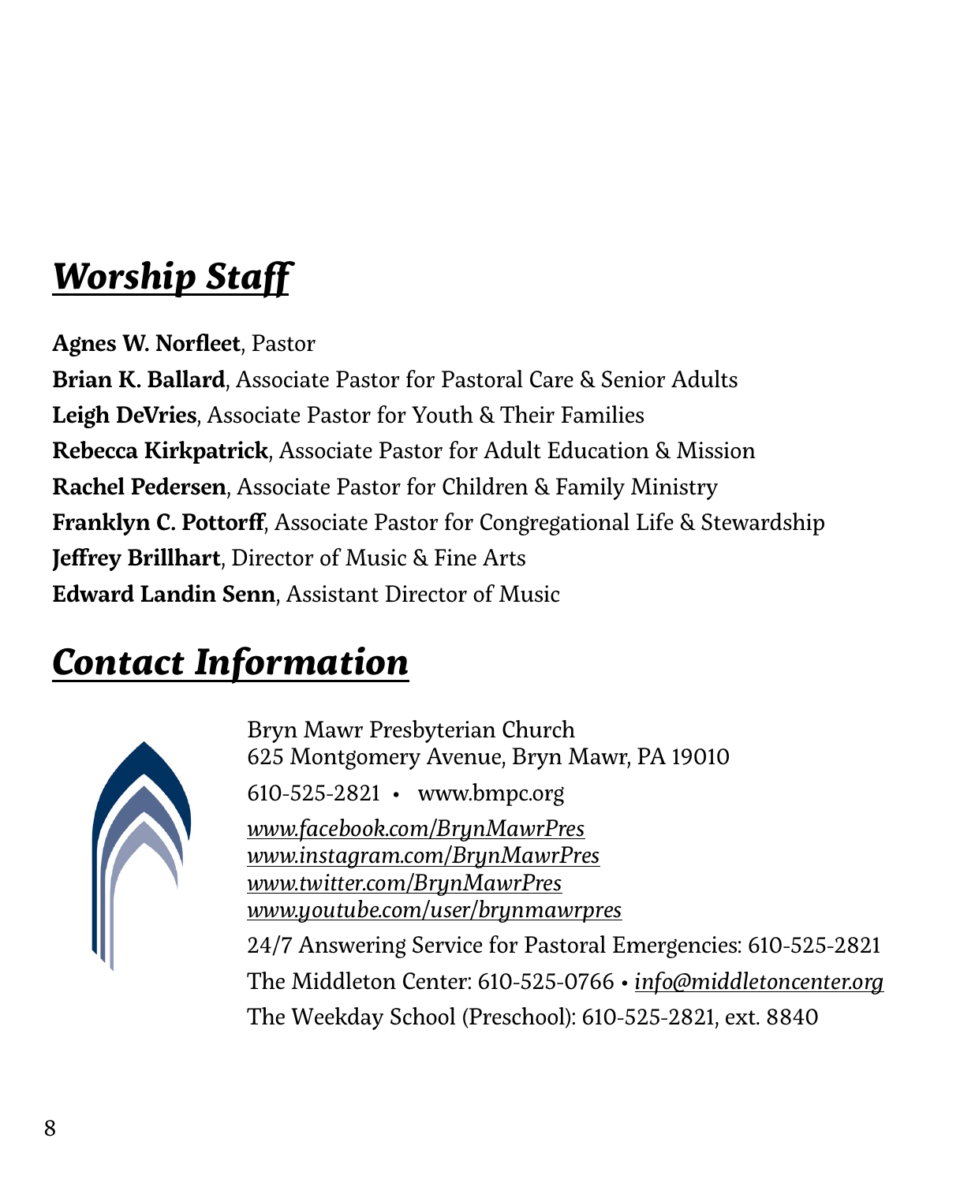## ***Worship Staff***

**Agnes W. Norfleet**, Pastor
**Brian K. Ballard**, Associate Pastor for Pastoral Care & Senior Adults
**Leigh DeVries**, Associate Pastor for Youth & Their Families
**Rebecca Kirkpatrick**, Associate Pastor for Adult Education & Mission
**Rachel Pedersen**, Associate Pastor for Children & Family Ministry
**Franklyn C. Pottorff**, Associate Pastor for Congregational Life & Stewardship
**Jeffrey Brillhart**, Director of Music & Fine Arts
**Edward Landin Senn**, Assistant Director of Music

## ***Contact Information***

Bryn Mawr Presbyterian Church
625 Montgomery Avenue, Bryn Mawr, PA 19010

610-525-2821 • www.bmpc.org

*www.facebook.com/BrynMawrPres*
*www.instagram.com/BrynMawrPres*
*www.twitter.com/BrynMawrPres*
*www.youtube.com/user/brynmawrpres*

24/7 Answering Service for Pastoral Emergencies: 610-525-2821

The Middleton Center: 610-525-0766 • *info@middletoncenter.org*

The Weekday School (Preschool): 610-525-2821, ext. 8840